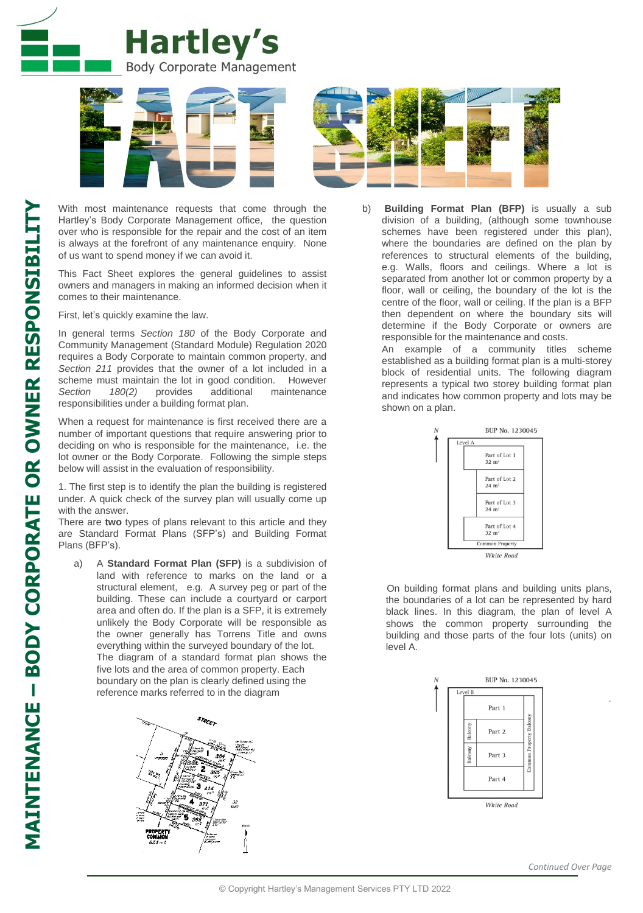# Hartley's Body Corporate Management

# FACT SHEET

## MAINTENANCE – BODY CORPORATE OR OWNER RESPONSIBILITY

With most maintenance requests that come through the Hartley's Body Corporate Management office, the question over who is responsible for the repair and the cost of an item is always at the forefront of any maintenance enquiry. None of us want to spend money if we can avoid it.

This Fact Sheet explores the general guidelines to assist owners and managers in making an informed decision when it comes to their maintenance.

First, let's quickly examine the law.

In general terms *Section 180* of the Body Corporate and Community Management (Standard Module) Regulation 2020 requires a Body Corporate to maintain common property, and *Section 211* provides that the owner of a lot included in a scheme must maintain the lot in good condition. However *Section 180(2)* provides additional maintenance responsibilities under a building format plan.

When a request for maintenance is first received there are a number of important questions that require answering prior to deciding on who is responsible for the maintenance, i.e. the lot owner or the Body Corporate. Following the simple steps below will assist in the evaluation of responsibility.

1. The first step is to identify the plan the building is registered under. A quick check of the survey plan will usually come up with the answer.
There are **two** types of plans relevant to this article and they are Standard Format Plans (SFP's) and Building Format Plans (BFP's).

a) A **Standard Format Plan (SFP)** is a subdivision of land with reference to marks on the land or a structural element, e.g. A survey peg or part of the building. These can include a courtyard or carport area and often do. If the plan is a SFP, it is extremely unlikely the Body Corporate will be responsible as the owner generally has Torrens Title and owns everything within the surveyed boundary of the lot. The diagram of a standard format plan shows the five lots and the area of common property. Each boundary on the plan is clearly defined using the reference marks referred to in the diagram

b) **Building Format Plan (BFP)** is usually a sub division of a building, (although some townhouse schemes have been registered under this plan), where the boundaries are defined on the plan by references to structural elements of the building, e.g. Walls, floors and ceilings. Where a lot is separated from another lot or common property by a floor, wall or ceiling, the boundary of the lot is the centre of the floor, wall or ceiling. If the plan is a BFP then dependent on where the boundary sits will determine if the Body Corporate or owners are responsible for the maintenance and costs.
An example of a community titles scheme established as a building format plan is a multi-storey block of residential units. The following diagram represents a typical two storey building format plan and indicates how common property and lots may be shown on a plan.

On building format plans and building units plans, the boundaries of a lot can be represented by hard black lines. In this diagram, the plan of level A shows the common property surrounding the building and those parts of the four lots (units) on level A.

*Continued Over Page*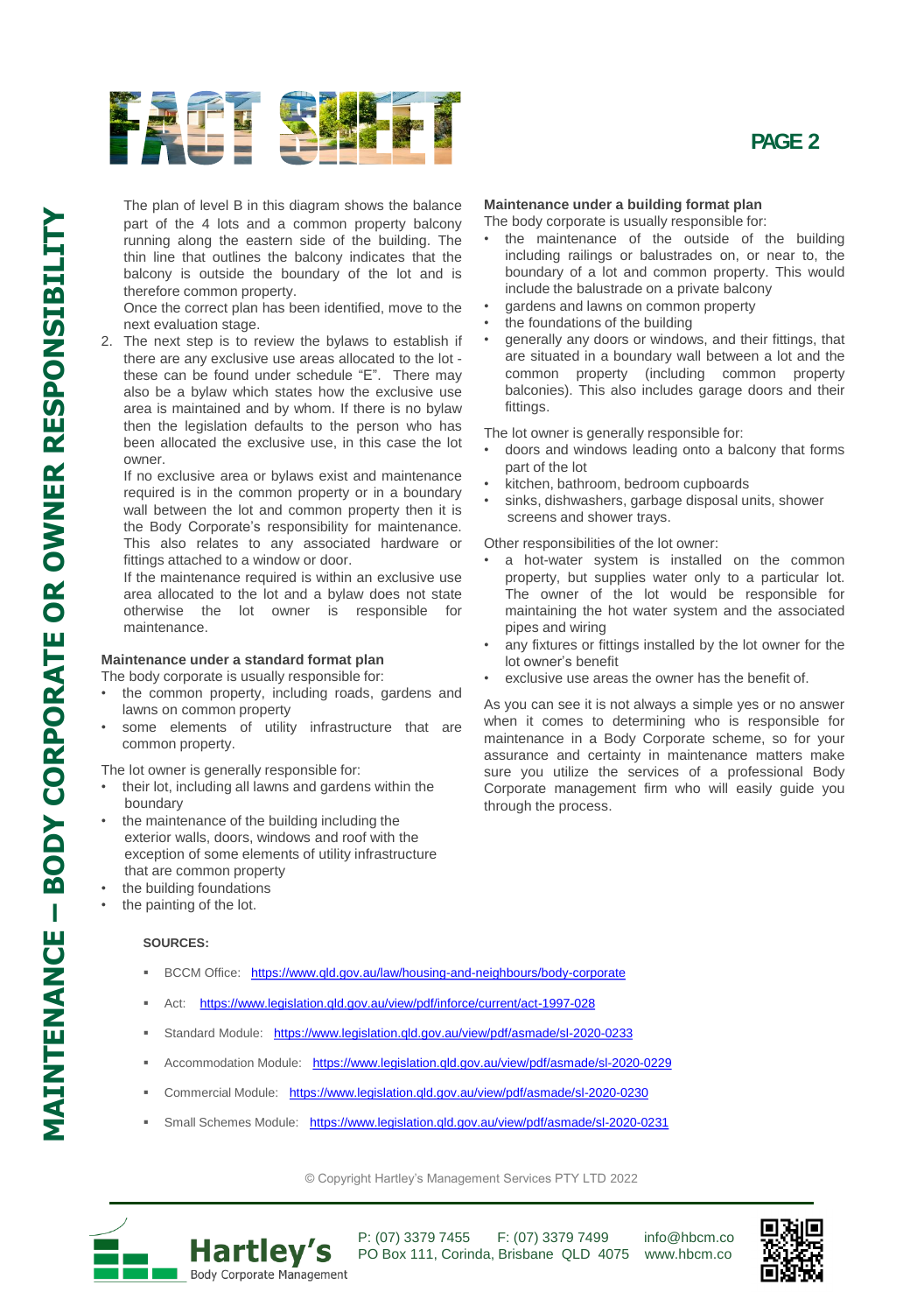The plan of level B in this diagram shows the balance part of the 4 lots and a common property balcony running along the eastern side of the building. The thin line that outlines the balcony indicates that the balcony is outside the boundary of the lot and is therefore common property.

Once the correct plan has been identified, move to the next evaluation stage.

2. The next step is to review the bylaws to establish if there are any exclusive use areas allocated to the lot - these can be found under schedule "E". There may also be a bylaw which states how the exclusive use area is maintained and by whom. If there is no bylaw then the legislation defaults to the person who has been allocated the exclusive use, in this case the lot owner.

   If no exclusive area or bylaws exist and maintenance required is in the common property or in a boundary wall between the lot and common property then it is the Body Corporate's responsibility for maintenance. This also relates to any associated hardware or fittings attached to a window or door.

   If the maintenance required is within an exclusive use area allocated to the lot and a bylaw does not state otherwise the lot owner is responsible for maintenance.

**Maintenance under a standard format plan**

The body corporate is usually responsible for:

- the common property, including roads, gardens and lawns on common property
- some elements of utility infrastructure that are common property.

The lot owner is generally responsible for:

- their lot, including all lawns and gardens within the boundary
- the maintenance of the building including the exterior walls, doors, windows and roof with the exception of some elements of utility infrastructure that are common property
- the building foundations
- the painting of the lot.

**Maintenance under a building format plan**

The body corporate is usually responsible for:

- the maintenance of the outside of the building including railings or balustrades on, or near to, the boundary of a lot and common property. This would include the balustrade on a private balcony
- gardens and lawns on common property
- the foundations of the building
- generally any doors or windows, and their fittings, that are situated in a boundary wall between a lot and the common property (including common property balconies). This also includes garage doors and their fittings.

The lot owner is generally responsible for:

- doors and windows leading onto a balcony that forms part of the lot
- kitchen, bathroom, bedroom cupboards
- sinks, dishwashers, garbage disposal units, shower screens and shower trays.

Other responsibilities of the lot owner:

- a hot-water system is installed on the common property, but supplies water only to a particular lot. The owner of the lot would be responsible for maintaining the hot water system and the associated pipes and wiring
- any fixtures or fittings installed by the lot owner for the lot owner's benefit
- exclusive use areas the owner has the benefit of.

As you can see it is not always a simple yes or no answer when it comes to determining who is responsible for maintenance in a Body Corporate scheme, so for your assurance and certainty in maintenance matters make sure you utilize the services of a professional Body Corporate management firm who will easily guide you through the process.

**SOURCES:**

- BCCM Office: https://www.qld.gov.au/law/housing-and-neighbours/body-corporate
- Act: https://www.legislation.qld.gov.au/view/pdf/inforce/current/act-1997-028
- Standard Module: https://www.legislation.qld.gov.au/view/pdf/asmade/sl-2020-0233
- Accommodation Module: https://www.legislation.qld.gov.au/view/pdf/asmade/sl-2020-0229
- Commercial Module: https://www.legislation.qld.gov.au/view/pdf/asmade/sl-2020-0230
- Small Schemes Module: https://www.legislation.qld.gov.au/view/pdf/asmade/sl-2020-0231

© Copyright Hartley's Management Services PTY LTD 2022